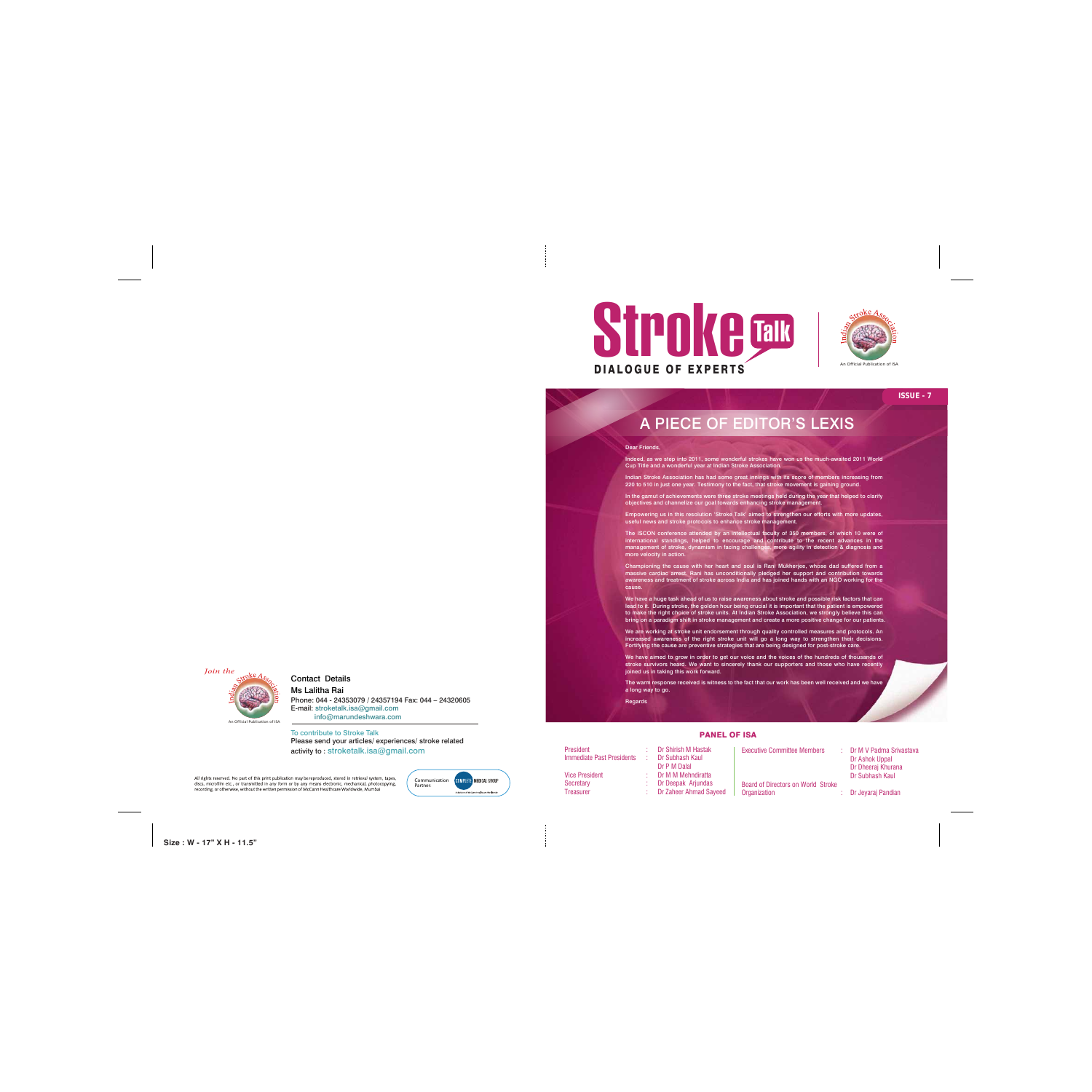# Stroke Talk

**DIALOGUE OF EXPERTS**

Indian Stroke Association

An Official Publication of ISA

**ISSUE - 7**

## A PIECE OF EDITOR'S LEXIS

Dear Friends,

Indeed, as we step into 2011, some wonderful strokes have won us the much-awaited 2011 World Cup Title and a wonderful year at Indian Stroke Association.

Indian Stroke Association has had some great innings with its score of members increasing from 220 to 510 in just one year. Testimony to the fact, that stroke movement is gaining ground.

In the gamut of achievements were three stroke meetings held during the year that helped to clarify objectives and channelize our goal towards enhancing stroke management.

Empowering us in this resolution 'Stroke Talk' aimed to strengthen our efforts with more updates, useful news and stroke protocols to enhance stroke management.

The ISCON conference attended by an intellectual faculty of 350 members, of which 10 were of international standings, helped to encourage and contribute to the recent advances in the management of stroke, dynamism in facing challenges, more agility in detection & diagnosis and more velocity in action.

Championing the cause with her heart and soul is Rani Mukherjee, whose dad suffered from a massive cardiac arrest. Rani has unconditionally pledged her support and contribution towards awareness and treatment of stroke across India and has joined hands with an NGO working for the cause.

We have a huge task ahead of us to raise awareness about stroke and possible risk factors that can lead to it. During stroke, the golden hour being crucial it is important that the patient is empowered to make the right choice of stroke units. At Indian Stroke Association, we strongly believe this can bring on a paradigm shift in stroke management and create a more positive change for our patients.

We are working at stroke unit endorsement through quality controlled measures and protocols. An increased awareness of the right stroke unit will go a long way to strengthen their decisions. Fortifying the cause are preventive strategies that are being designed for post-stroke care.

We have aimed to grow in order to get our voice and the voices of the hundreds of thousands of stroke survivors heard. We want to sincerely thank our supporters and those who have recently joined us in taking this work forward.

The warm response received is witness to the fact that our work has been well received and we have a long way to go.

Regards

### PANEL OF ISA

| | | |
|---|---|---|
| President | : | Dr Shirish M Hastak |
| Immediate Past Presidents | : | Dr Subhash Kaul<br>Dr P M Dalal |
| Vice President | : | Dr M M Mehndiratta |
| Secretary | : | Dr Deepak Arjundas |
| Treasurer | : | Dr Zaheer Ahmad Sayeed |
| Executive Committee Members | : | Dr M V Padma Srivastava<br>Dr Ashok Uppal<br>Dr Dheeraj Khurana<br>Dr Subhash Kaul |
| Board of Directors on World Stroke Organization | : | Dr Jeyaraj Pandian |

*Join the* Indian Stroke Association

An Official Publication of ISA

**Contact Details**

**Ms Lalitha Rai**

Phone: 044 - 24353079 / 24357194 Fax: 044 – 24320605

E-mail: stroketalk.isa@gmail.com

info@marundeshwara.com

To contribute to Stroke Talk

Please send your articles/ experiences/ stroke related activity to : stroketalk.isa@gmail.com

All rights reserved. No part of this print publication may be reproduced, stored in retrieval system, tapes, discs, microfilm etc., or transmitted in any form or by any means electronic, mechanical, photocopying, recording, or otherwise, without the written permission of McCann Healthcare Worldwide, Mumbai

Communication Partner: COMPLETE MEDICAL GROUP

Size : W - 17" X H - 11.5"